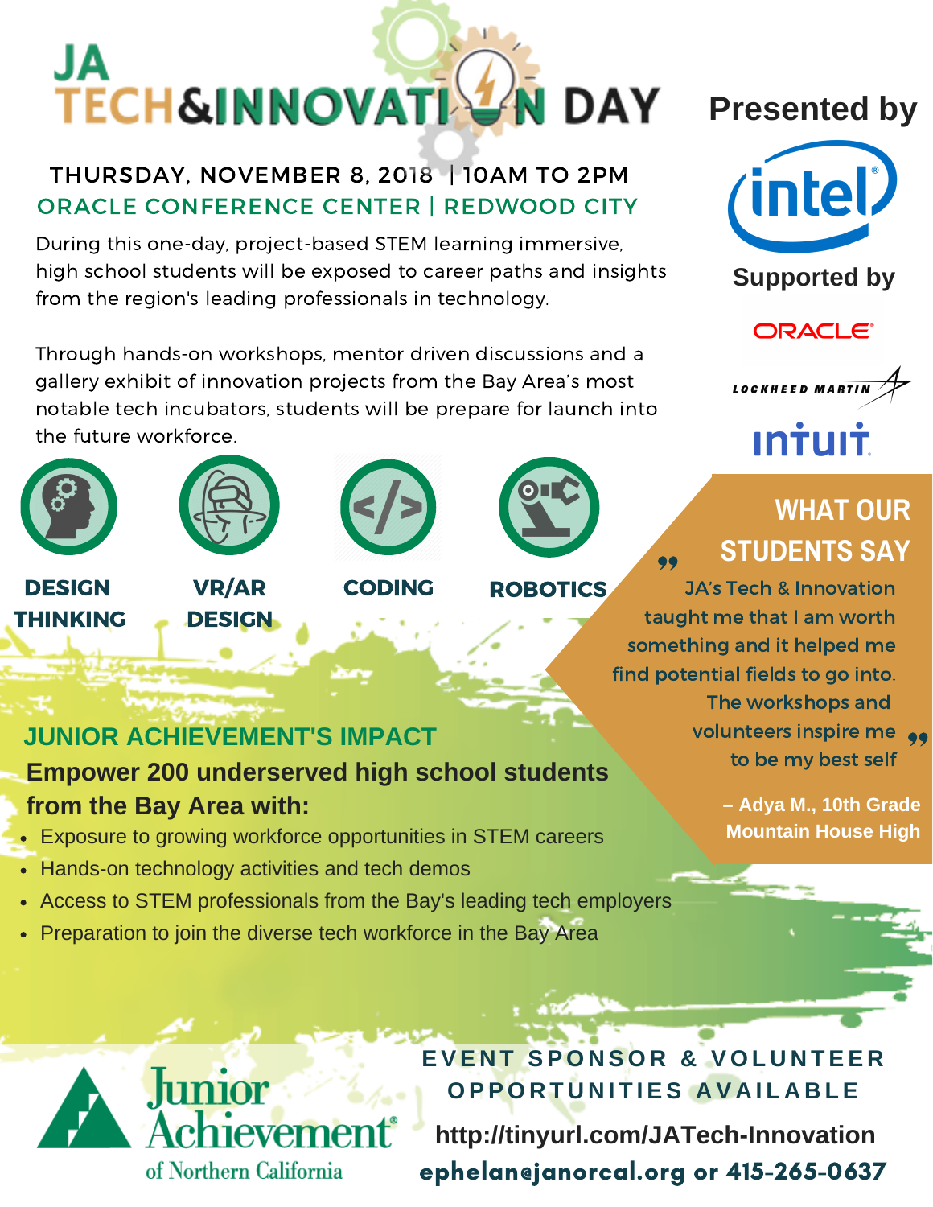# JA TECH&INNOVATION DAY

**THURSDAY, NOVEMBER 8, 2018 | 10AM TO 2PM**

**ORACLE CONFERENCE CENTER | REDWOOD CITY**

During this one-day, project-based STEM learning immersive, high school students will be exposed to career paths and insights from the region's leading professionals in technology.

Through hands-on workshops, mentor driven discussions and a gallery exhibit of innovation projects from the Bay Area's most notable tech incubators, students will be prepare for launch into the future workforce.

**DESIGN THINKING** | **VR/AR DESIGN** | **CODING** | **ROBOTICS**

## Presented by

intel

## Supported by

ORACLE

LOCKHEED MARTIN

intuit

## WHAT OUR STUDENTS SAY

"JA's Tech & Innovation taught me that I am worth something and it helped me find potential fields to go into. The workshops and volunteers inspire me to be my best self"

**– Adya M., 10th Grade Mountain House High**

## JUNIOR ACHIEVEMENT'S IMPACT

**Empower 200 underserved high school students from the Bay Area with:**

- Exposure to growing workforce opportunities in STEM careers
- Hands-on technology activities and tech demos
- Access to STEM professionals from the Bay's leading tech employers
- Preparation to join the diverse tech workforce in the Bay Area

Junior Achievement® of Northern California

**EVENT SPONSOR & VOLUNTEER OPPORTUNITIES AVAILABLE**

**http://tinyurl.com/JATech-Innovation**

**ephelan@janorcal.org or 415-265-0637**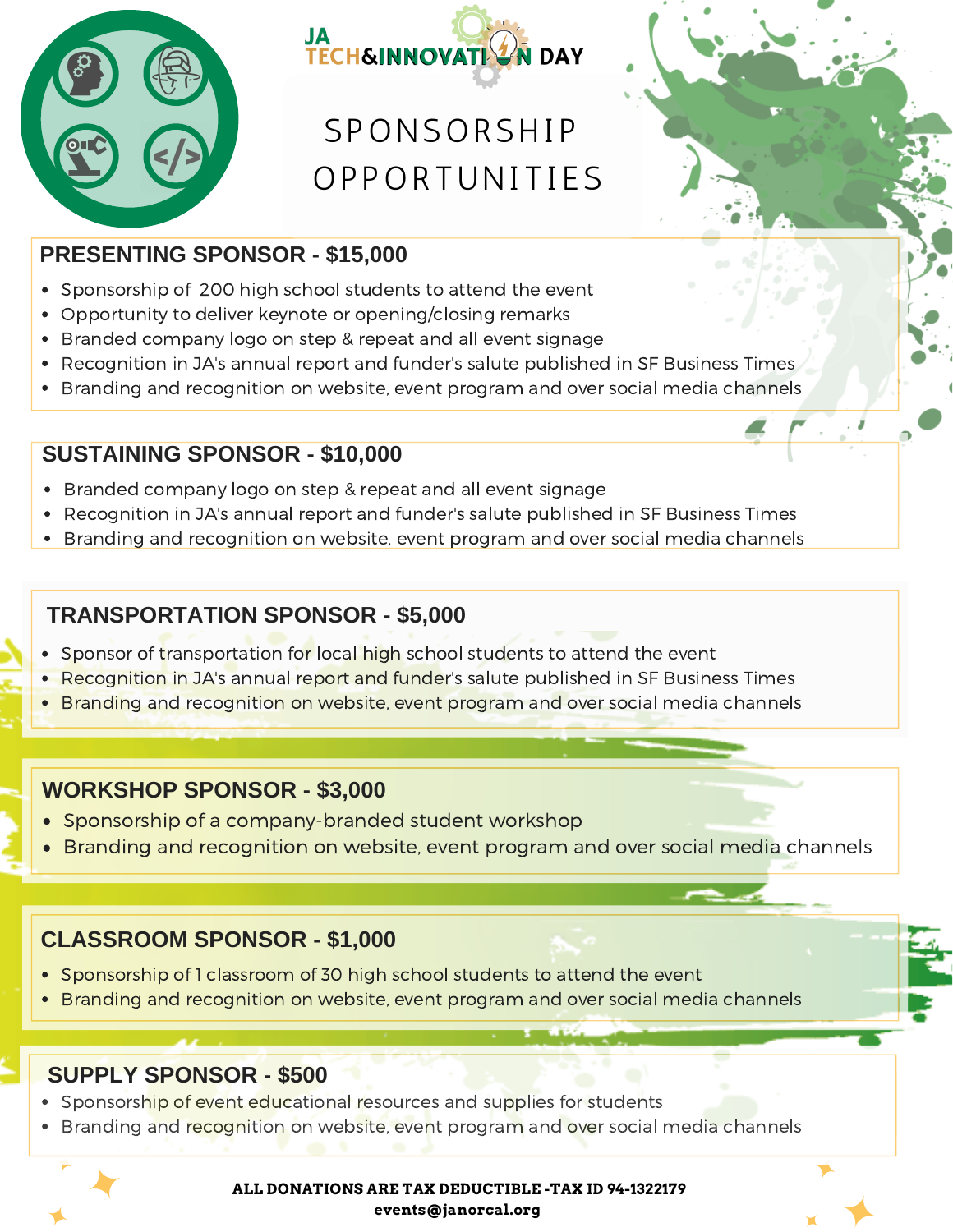JA TECH&INNOVATION DAY

# SPONSORSHIP OPPORTUNITIES

## PRESENTING SPONSOR - $15,000

- Sponsorship of 200 high school students to attend the event
- Opportunity to deliver keynote or opening/closing remarks
- Branded company logo on step & repeat and all event signage
- Recognition in JA's annual report and funder's salute published in SF Business Times
- Branding and recognition on website, event program and over social media channels

## SUSTAINING SPONSOR - $10,000

- Branded company logo on step & repeat and all event signage
- Recognition in JA's annual report and funder's salute published in SF Business Times
- Branding and recognition on website, event program and over social media channels

## TRANSPORTATION SPONSOR - $5,000

- Sponsor of transportation for local high school students to attend the event
- Recognition in JA's annual report and funder's salute published in SF Business Times
- Branding and recognition on website, event program and over social media channels

## WORKSHOP SPONSOR - $3,000

- Sponsorship of a company-branded student workshop
- Branding and recognition on website, event program and over social media channels

## CLASSROOM SPONSOR - $1,000

- Sponsorship of 1 classroom of 30 high school students to attend the event
- Branding and recognition on website, event program and over social media channels

## SUPPLY SPONSOR - $500

- Sponsorship of event educational resources and supplies for students
- Branding and recognition on website, event program and over social media channels

**ALL DONATIONS ARE TAX DEDUCTIBLE -TAX ID 94-1322179**

**events@janorcal.org**